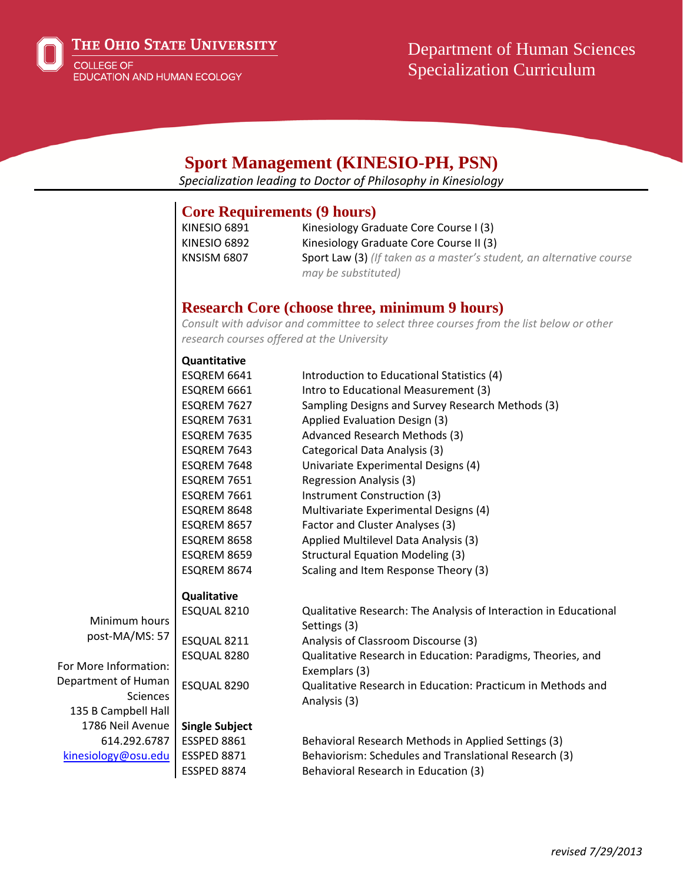The Ohio State University
College of Education and Human Ecology

Department of Human Sciences
Specialization Curriculum

# Sport Management (KINESIO-PH, PSN)

*Specialization leading to Doctor of Philosophy in Kinesiology*

## Core Requirements (9 hours)

| | |
|---|---|
| KINESIO 6891 | Kinesiology Graduate Core Course I (3) |
| KINESIO 6892 | Kinesiology Graduate Core Course II (3) |
| KNSISM 6807 | Sport Law (3) *(If taken as a master's student, an alternative course may be substituted)* |

## Research Core (choose three, minimum 9 hours)

*Consult with advisor and committee to select three courses from the list below or other research courses offered at the University*

**Quantitative**

| | |
|---|---|
| ESQREM 6641 | Introduction to Educational Statistics (4) |
| ESQREM 6661 | Intro to Educational Measurement (3) |
| ESQREM 7627 | Sampling Designs and Survey Research Methods (3) |
| ESQREM 7631 | Applied Evaluation Design (3) |
| ESQREM 7635 | Advanced Research Methods (3) |
| ESQREM 7643 | Categorical Data Analysis (3) |
| ESQREM 7648 | Univariate Experimental Designs (4) |
| ESQREM 7651 | Regression Analysis (3) |
| ESQREM 7661 | Instrument Construction (3) |
| ESQREM 8648 | Multivariate Experimental Designs (4) |
| ESQREM 8657 | Factor and Cluster Analyses (3) |
| ESQREM 8658 | Applied Multilevel Data Analysis (3) |
| ESQREM 8659 | Structural Equation Modeling (3) |
| ESQREM 8674 | Scaling and Item Response Theory (3) |

**Qualitative**

| | |
|---|---|
| ESQUAL 8210 | Qualitative Research: The Analysis of Interaction in Educational Settings (3) |
| ESQUAL 8211 | Analysis of Classroom Discourse (3) |
| ESQUAL 8280 | Qualitative Research in Education: Paradigms, Theories, and Exemplars (3) |
| ESQUAL 8290 | Qualitative Research in Education: Practicum in Methods and Analysis (3) |

**Single Subject**

| | |
|---|---|
| ESSPED 8861 | Behavioral Research Methods in Applied Settings (3) |
| ESSPED 8871 | Behaviorism: Schedules and Translational Research (3) |
| ESSPED 8874 | Behavioral Research in Education (3) |

Minimum hours post-MA/MS: 57

For More Information:
Department of Human Sciences
135 B Campbell Hall
1786 Neil Avenue
614.292.6787
kinesiology@osu.edu

*revised 7/29/2013*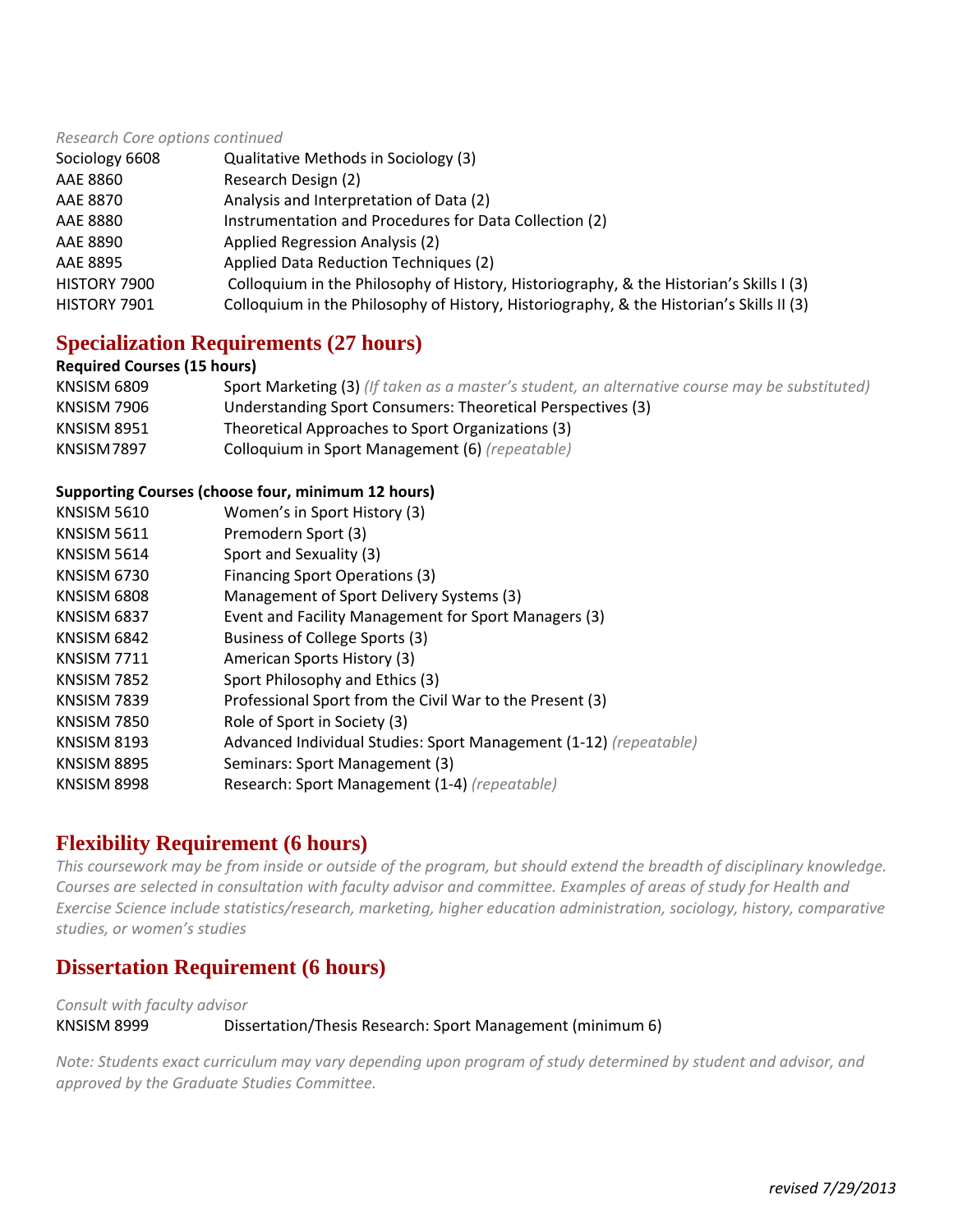*Research Core options continued*

| | |
|---|---|
| Sociology 6608 | Qualitative Methods in Sociology (3) |
| AAE 8860 | Research Design (2) |
| AAE 8870 | Analysis and Interpretation of Data (2) |
| AAE 8880 | Instrumentation and Procedures for Data Collection (2) |
| AAE 8890 | Applied Regression Analysis (2) |
| AAE 8895 | Applied Data Reduction Techniques (2) |
| HISTORY 7900 | Colloquium in the Philosophy of History, Historiography, & the Historian's Skills I (3) |
| HISTORY 7901 | Colloquium in the Philosophy of History, Historiography, & the Historian's Skills II (3) |

## Specialization Requirements (27 hours)

**Required Courses (15 hours)**

| | |
|---|---|
| KNSISM 6809 | Sport Marketing (3) *(If taken as a master's student, an alternative course may be substituted)* |
| KNSISM 7906 | Understanding Sport Consumers: Theoretical Perspectives (3) |
| KNSISM 8951 | Theoretical Approaches to Sport Organizations (3) |
| KNSISM 7897 | Colloquium in Sport Management (6) *(repeatable)* |

**Supporting Courses (choose four, minimum 12 hours)**

| | |
|---|---|
| KNSISM 5610 | Women's in Sport History (3) |
| KNSISM 5611 | Premodern Sport (3) |
| KNSISM 5614 | Sport and Sexuality (3) |
| KNSISM 6730 | Financing Sport Operations (3) |
| KNSISM 6808 | Management of Sport Delivery Systems (3) |
| KNSISM 6837 | Event and Facility Management for Sport Managers (3) |
| KNSISM 6842 | Business of College Sports (3) |
| KNSISM 7711 | American Sports History (3) |
| KNSISM 7852 | Sport Philosophy and Ethics (3) |
| KNSISM 7839 | Professional Sport from the Civil War to the Present (3) |
| KNSISM 7850 | Role of Sport in Society (3) |
| KNSISM 8193 | Advanced Individual Studies: Sport Management (1-12) *(repeatable)* |
| KNSISM 8895 | Seminars: Sport Management (3) |
| KNSISM 8998 | Research: Sport Management (1-4) *(repeatable)* |

## Flexibility Requirement (6 hours)

*This coursework may be from inside or outside of the program, but should extend the breadth of disciplinary knowledge. Courses are selected in consultation with faculty advisor and committee. Examples of areas of study for Health and Exercise Science include statistics/research, marketing, higher education administration, sociology, history, comparative studies, or women's studies*

## Dissertation Requirement (6 hours)

*Consult with faculty advisor*

KNSISM 8999 — Dissertation/Thesis Research: Sport Management (minimum 6)

*Note: Students exact curriculum may vary depending upon program of study determined by student and advisor, and approved by the Graduate Studies Committee.*

*revised 7/29/2013*